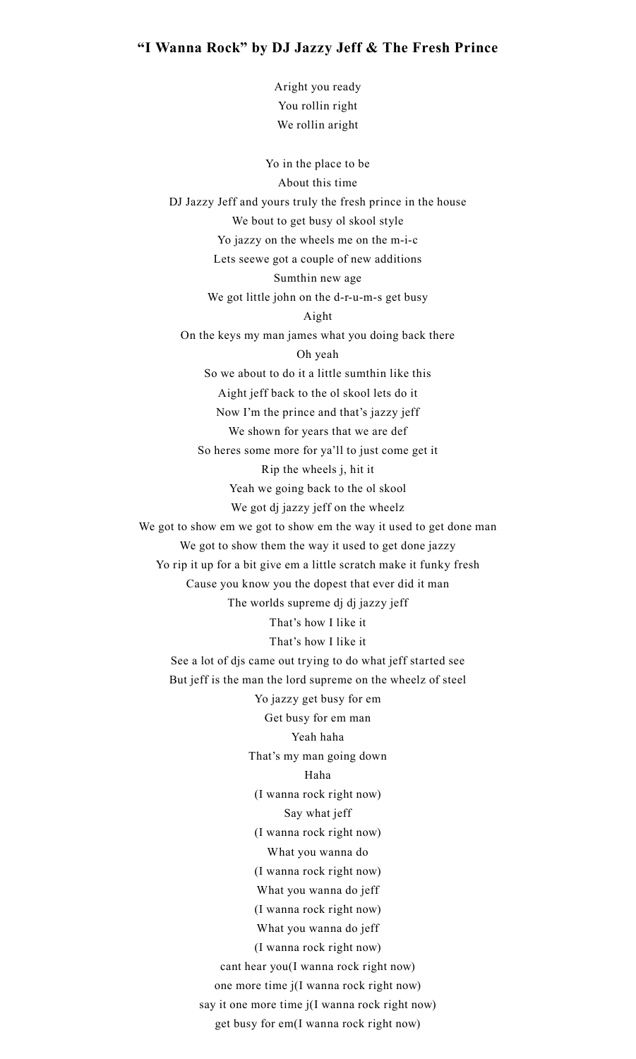# "I Wanna Rock" by DJ Jazzy Jeff & The Fresh Prince

Aright you ready
You rollin right
We rollin aright

Yo in the place to be
About this time
DJ Jazzy Jeff and yours truly the fresh prince in the house
We bout to get busy ol skool style
Yo jazzy on the wheels me on the m-i-c
Lets seewe got a couple of new additions
Sumthin new age
We got little john on the d-r-u-m-s get busy
Aight
On the keys my man james what you doing back there
Oh yeah
So we about to do it a little sumthin like this
Aight jeff back to the ol skool lets do it
Now I'm the prince and that's jazzy jeff
We shown for years that we are def
So heres some more for ya'll to just come get it
Rip the wheels j, hit it
Yeah we going back to the ol skool
We got dj jazzy jeff on the wheelz
We got to show em we got to show em the way it used to get done man
We got to show them the way it used to get done jazzy
Yo rip it up for a bit give em a little scratch make it funky fresh
Cause you know you the dopest that ever did it man
The worlds supreme dj dj jazzy jeff
That's how I like it
That's how I like it
See a lot of djs came out trying to do what jeff started see
But jeff is the man the lord supreme on the wheelz of steel
Yo jazzy get busy for em
Get busy for em man
Yeah haha
That's my man going down
Haha
(I wanna rock right now)
Say what jeff
(I wanna rock right now)
What you wanna do
(I wanna rock right now)
What you wanna do jeff
(I wanna rock right now)
What you wanna do jeff
(I wanna rock right now)
cant hear you(I wanna rock right now)
one more time j(I wanna rock right now)
say it one more time j(I wanna rock right now)
get busy for em(I wanna rock right now)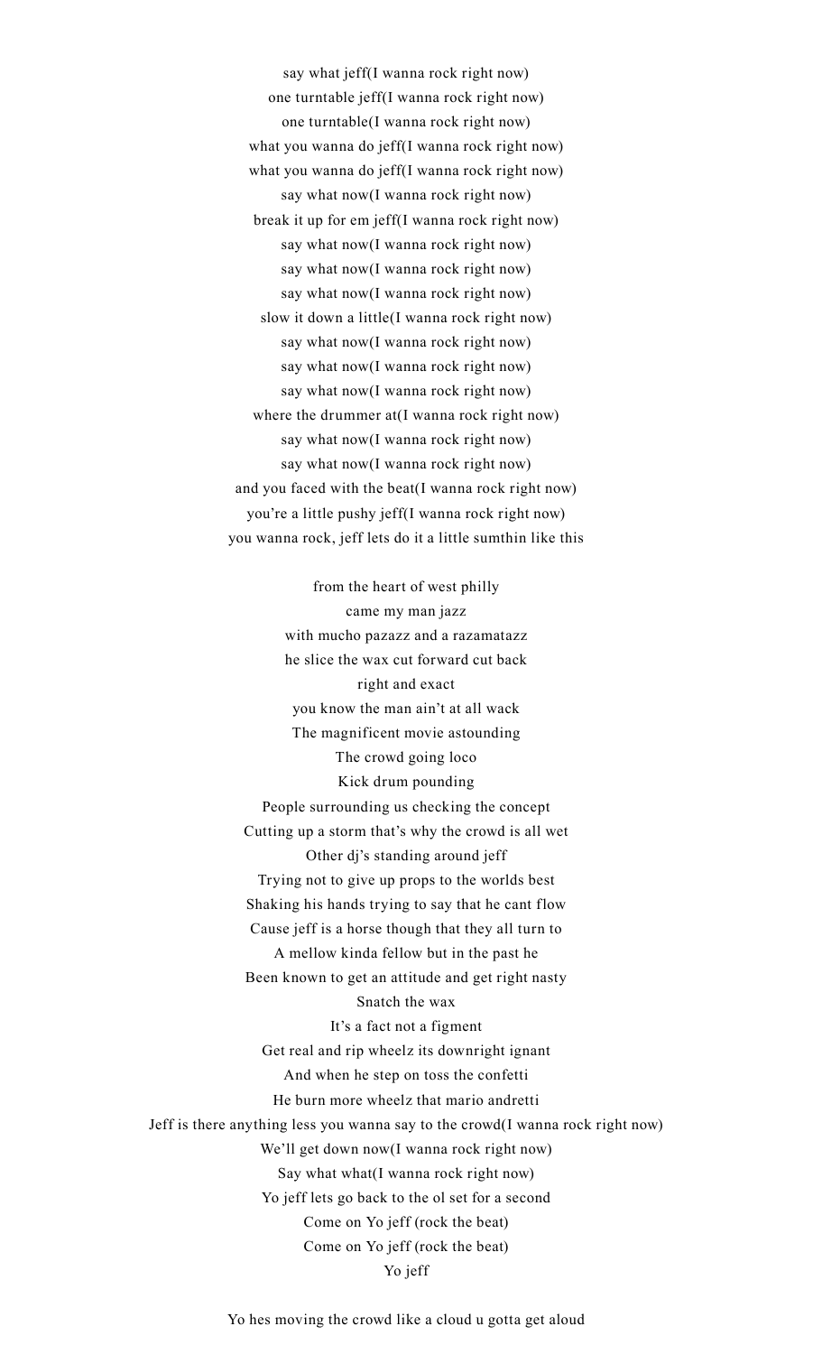say what jeff(I wanna rock right now)
one turntable jeff(I wanna rock right now)
one turntable(I wanna rock right now)
what you wanna do jeff(I wanna rock right now)
what you wanna do jeff(I wanna rock right now)
say what now(I wanna rock right now)
break it up for em jeff(I wanna rock right now)
say what now(I wanna rock right now)
say what now(I wanna rock right now)
say what now(I wanna rock right now)
slow it down a little(I wanna rock right now)
say what now(I wanna rock right now)
say what now(I wanna rock right now)
say what now(I wanna rock right now)
where the drummer at(I wanna rock right now)
say what now(I wanna rock right now)
say what now(I wanna rock right now)
and you faced with the beat(I wanna rock right now)
you're a little pushy jeff(I wanna rock right now)
you wanna rock, jeff lets do it a little sumthin like this

from the heart of west philly
came my man jazz
with mucho pazazz and a razamatazz
he slice the wax cut forward cut back
right and exact
you know the man ain't at all wack
The magnificent movie astounding
The crowd going loco
Kick drum pounding
People surrounding us checking the concept
Cutting up a storm that's why the crowd is all wet
Other dj's standing around jeff
Trying not to give up props to the worlds best
Shaking his hands trying to say that he cant flow
Cause jeff is a horse though that they all turn to
A mellow kinda fellow but in the past he
Been known to get an attitude and get right nasty
Snatch the wax
It's a fact not a figment
Get real and rip wheelz its downright ignant
And when he step on toss the confetti
He burn more wheelz that mario andretti
Jeff is there anything less you wanna say to the crowd(I wanna rock right now)
We'll get down now(I wanna rock right now)
Say what what(I wanna rock right now)
Yo jeff lets go back to the ol set for a second
Come on Yo jeff (rock the beat)
Come on Yo jeff (rock the beat)
Yo jeff

Yo hes moving the crowd like a cloud u gotta get aloud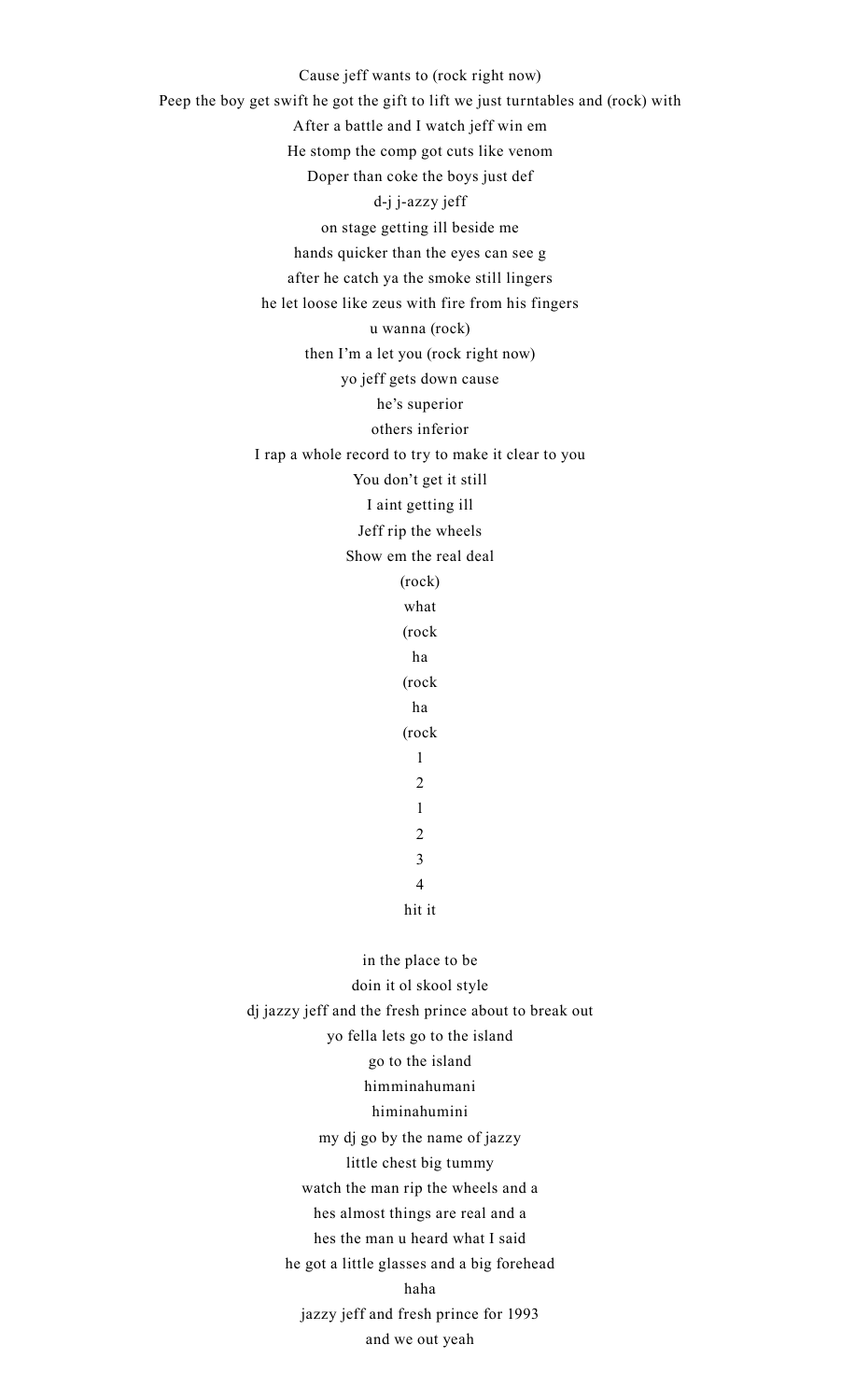Cause jeff wants to (rock right now)

Peep the boy get swift he got the gift to lift we just turntables and (rock) with

After a battle and I watch jeff win em

He stomp the comp got cuts like venom

Doper than coke the boys just def

d-j j-azzy jeff

on stage getting ill beside me

hands quicker than the eyes can see g

after he catch ya the smoke still lingers

he let loose like zeus with fire from his fingers

u wanna (rock)

then I'm a let you (rock right now)

yo jeff gets down cause

he's superior

others inferior

I rap a whole record to try to make it clear to you

You don't get it still

I aint getting ill

Jeff rip the wheels

Show em the real deal

(rock)

what

(rock

ha

(rock

ha

(rock

1

2

1

2

3

4

hit it

in the place to be

doin it ol skool style

dj jazzy jeff and the fresh prince about to break out

yo fella lets go to the island

go to the island

himminahumani

himinahumini

my dj go by the name of jazzy

little chest big tummy

watch the man rip the wheels and a

hes almost things are real and a

hes the man u heard what I said

he got a little glasses and a big forehead

haha

jazzy jeff and fresh prince for 1993

and we out yeah